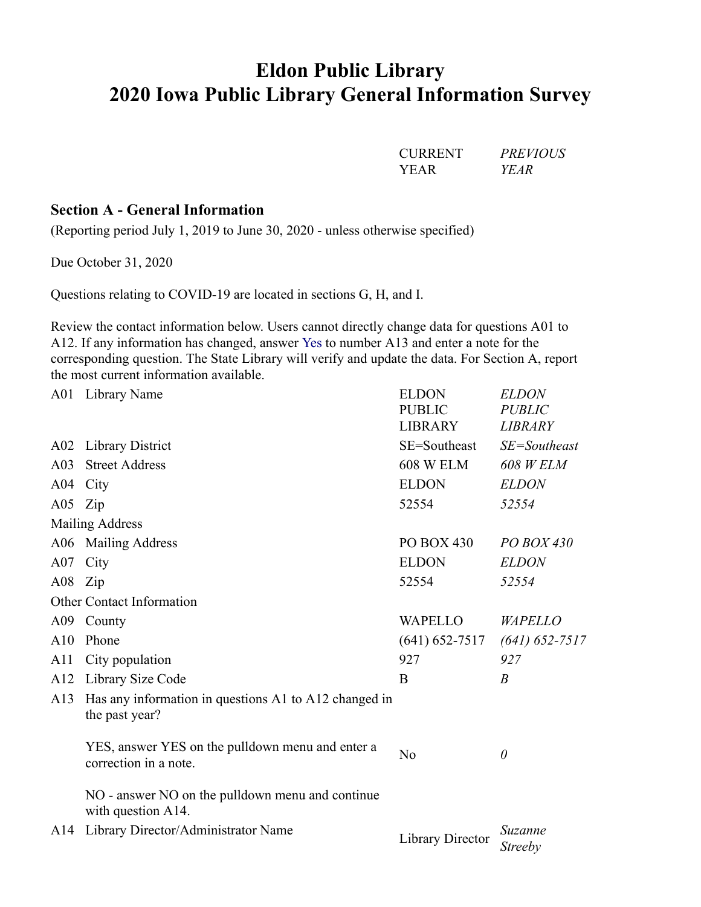# Eldon Public Library
# 2020 Iowa Public Library General Information Survey

## Section A - General Information

(Reporting period July 1, 2019 to June 30, 2020 - unless otherwise specified)

Due October 31, 2020

Questions relating to COVID-19 are located in sections G, H, and I.

Review the contact information below. Users cannot directly change data for questions A01 to A12. If any information has changed, answer Yes to number A13 and enter a note for the corresponding question. The State Library will verify and update the data. For Section A, report the most current information available.

| | | CURRENT YEAR | *PREVIOUS YEAR* |
|---|---|---|---|
| A01 | Library Name | ELDON PUBLIC LIBRARY | *ELDON PUBLIC LIBRARY* |
| A02 | Library District | SE=Southeast | *SE=Southeast* |
| A03 | Street Address | 608 W ELM | *608 W ELM* |
| A04 | City | ELDON | *ELDON* |
| A05 | Zip | 52554 | *52554* |
| Mailing Address | | | |
| A06 | Mailing Address | PO BOX 430 | *PO BOX 430* |
| A07 | City | ELDON | *ELDON* |
| A08 | Zip | 52554 | *52554* |
| Other Contact Information | | | |
| A09 | County | WAPELLO | *WAPELLO* |
| A10 | Phone | (641) 652-7517 | *(641) 652-7517* |
| A11 | City population | 927 | *927* |
| A12 | Library Size Code | B | *B* |
| A13 | Has any information in questions A1 to A12 changed in the past year?<br><br>YES, answer YES on the pulldown menu and enter a correction in a note.<br><br>NO - answer NO on the pulldown menu and continue with question A14. | No | *0* |
| A14 | Library Director/Administrator Name | Library Director | *Suzanne Streeby* |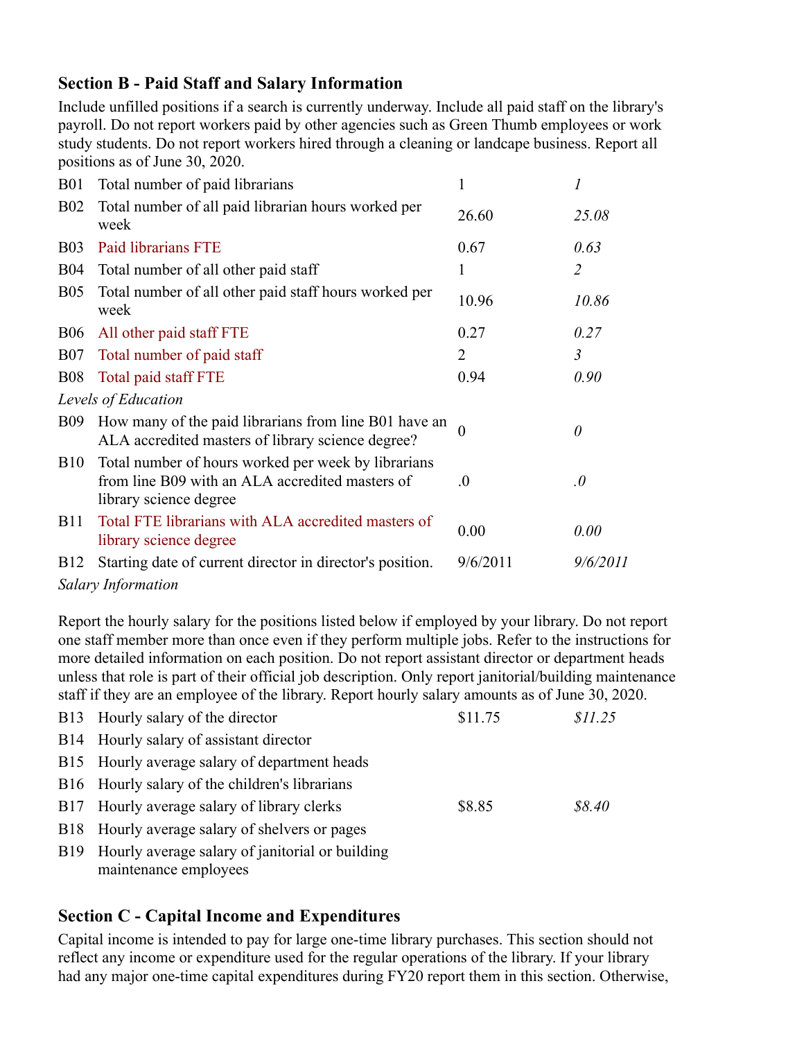## Section B - Paid Staff and Salary Information

Include unfilled positions if a search is currently underway. Include all paid staff on the library's payroll. Do not report workers paid by other agencies such as Green Thumb employees or work study students. Do not report workers hired through a cleaning or landcape business. Report all positions as of June 30, 2020.

| | | | |
|---|---|---|---|
| B01 | Total number of paid librarians | 1 | *1* |
| B02 | Total number of all paid librarian hours worked per week | 26.60 | *25.08* |
| B03 | Paid librarians FTE | 0.67 | *0.63* |
| B04 | Total number of all other paid staff | 1 | *2* |
| B05 | Total number of all other paid staff hours worked per week | 10.96 | *10.86* |
| B06 | All other paid staff FTE | 0.27 | *0.27* |
| B07 | Total number of paid staff | 2 | *3* |
| B08 | Total paid staff FTE | 0.94 | *0.90* |
| *Levels of Education* | | | |
| B09 | How many of the paid librarians from line B01 have an ALA accredited masters of library science degree? | 0 | *0* |
| B10 | Total number of hours worked per week by librarians from line B09 with an ALA accredited masters of library science degree | .0 | *.0* |
| B11 | Total FTE librarians with ALA accredited masters of library science degree | 0.00 | *0.00* |
| B12 | Starting date of current director in director's position. | 9/6/2011 | *9/6/2011* |

*Salary Information*

Report the hourly salary for the positions listed below if employed by your library. Do not report one staff member more than once even if they perform multiple jobs. Refer to the instructions for more detailed information on each position. Do not report assistant director or department heads unless that role is part of their official job description. Only report janitorial/building maintenance staff if they are an employee of the library. Report hourly salary amounts as of June 30, 2020.

| | | | |
|---|---|---|---|
| B13 | Hourly salary of the director | $11.75 | *$11.25* |
| B14 | Hourly salary of assistant director | | |
| B15 | Hourly average salary of department heads | | |
| B16 | Hourly salary of the children's librarians | | |
| B17 | Hourly average salary of library clerks | $8.85 | *$8.40* |
| B18 | Hourly average salary of shelvers or pages | | |
| B19 | Hourly average salary of janitorial or building maintenance employees | | |

## Section C - Capital Income and Expenditures

Capital income is intended to pay for large one-time library purchases. This section should not reflect any income or expenditure used for the regular operations of the library. If your library had any major one-time capital expenditures during FY20 report them in this section. Otherwise,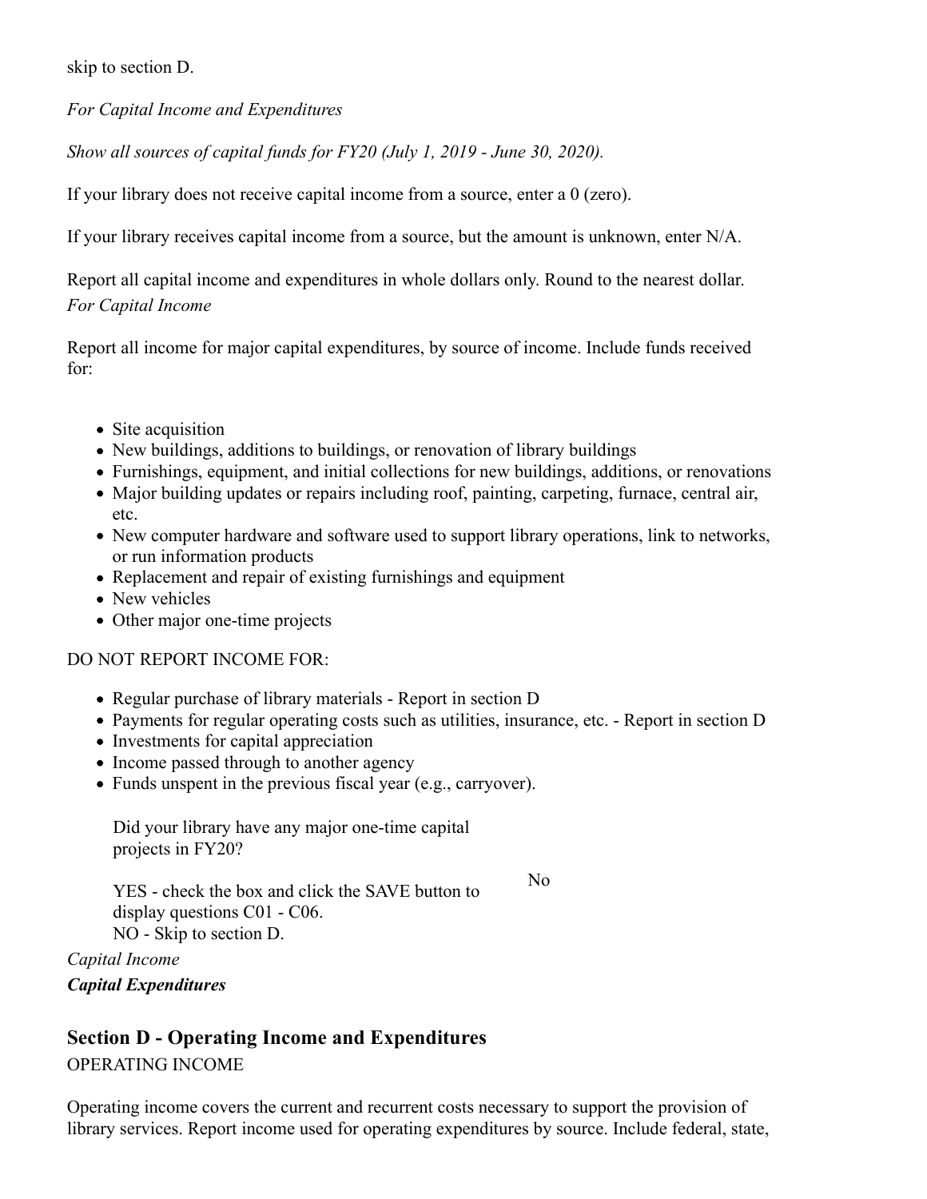skip to section D.

*For Capital Income and Expenditures*

*Show all sources of capital funds for FY20 (July 1, 2019 - June 30, 2020).*

If your library does not receive capital income from a source, enter a 0 (zero).

If your library receives capital income from a source, but the amount is unknown, enter N/A.

Report all capital income and expenditures in whole dollars only. Round to the nearest dollar.

*For Capital Income*

Report all income for major capital expenditures, by source of income. Include funds received for:

- Site acquisition
- New buildings, additions to buildings, or renovation of library buildings
- Furnishings, equipment, and initial collections for new buildings, additions, or renovations
- Major building updates or repairs including roof, painting, carpeting, furnace, central air, etc.
- New computer hardware and software used to support library operations, link to networks, or run information products
- Replacement and repair of existing furnishings and equipment
- New vehicles
- Other major one-time projects

DO NOT REPORT INCOME FOR:

- Regular purchase of library materials - Report in section D
- Payments for regular operating costs such as utilities, insurance, etc. - Report in section D
- Investments for capital appreciation
- Income passed through to another agency
- Funds unspent in the previous fiscal year (e.g., carryover).

| | |
|---|---|
| Did your library have any major one-time capital projects in FY20?<br>YES - check the box and click the SAVE button to display questions C01 - C06.<br>NO - Skip to section D. | No |

*Capital Income*

***Capital Expenditures***

## Section D - Operating Income and Expenditures

OPERATING INCOME

Operating income covers the current and recurrent costs necessary to support the provision of library services. Report income used for operating expenditures by source. Include federal, state,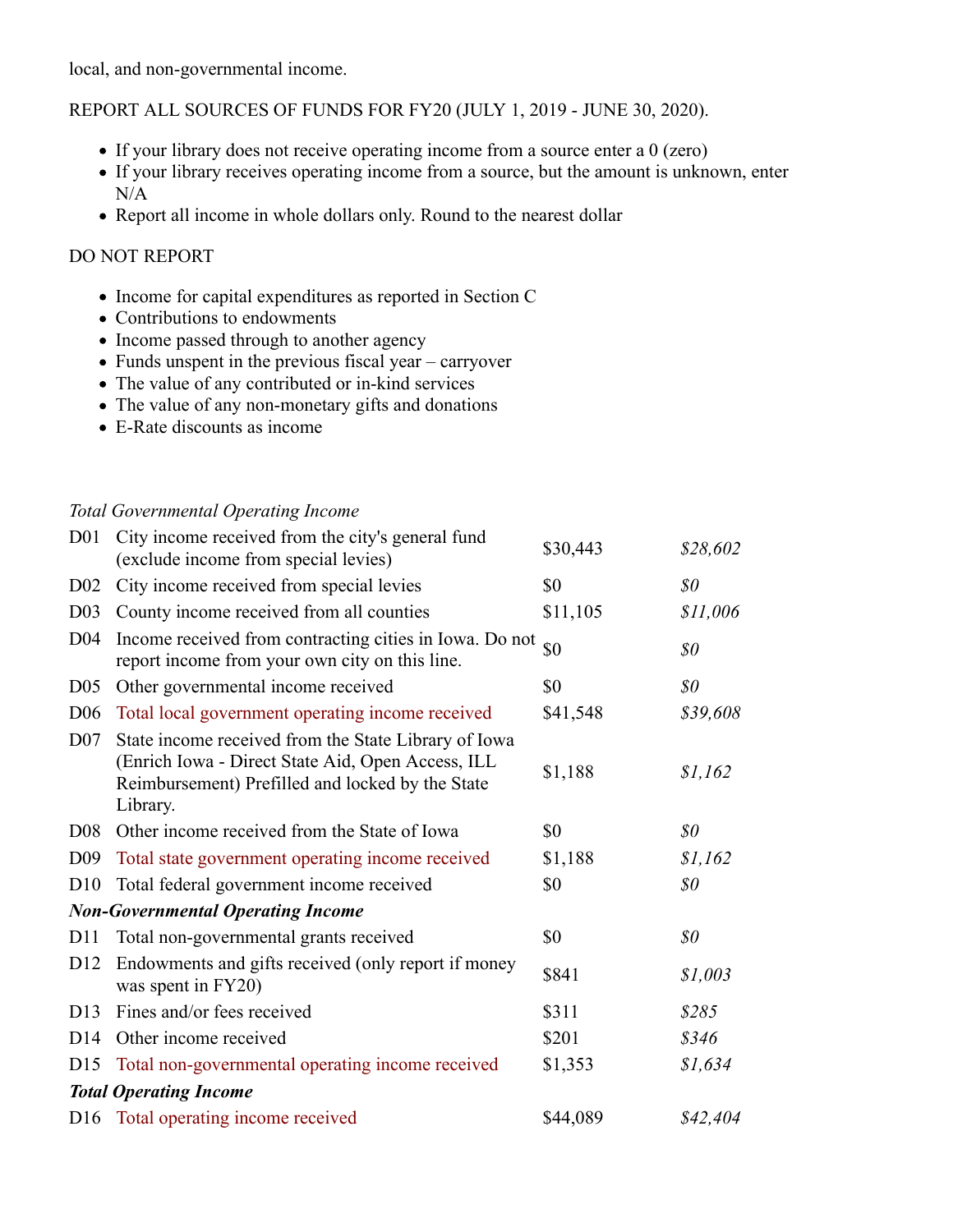local, and non-governmental income.

REPORT ALL SOURCES OF FUNDS FOR FY20 (JULY 1, 2019 - JUNE 30, 2020).

- If your library does not receive operating income from a source enter a 0 (zero)
- If your library receives operating income from a source, but the amount is unknown, enter N/A
- Report all income in whole dollars only. Round to the nearest dollar

DO NOT REPORT

- Income for capital expenditures as reported in Section C
- Contributions to endowments
- Income passed through to another agency
- Funds unspent in the previous fiscal year – carryover
- The value of any contributed or in-kind services
- The value of any non-monetary gifts and donations
- E-Rate discounts as income

| | *Total Governmental Operating Income* | | |
|---|---|---|---|
| D01 | City income received from the city's general fund (exclude income from special levies) | $30,443 | *$28,602* |
| D02 | City income received from special levies | $0 | *$0* |
| D03 | County income received from all counties | $11,105 | *$11,006* |
| D04 | Income received from contracting cities in Iowa. Do not report income from your own city on this line. | $0 | *$0* |
| D05 | Other governmental income received | $0 | *$0* |
| D06 | Total local government operating income received | $41,548 | *$39,608* |
| D07 | State income received from the State Library of Iowa (Enrich Iowa - Direct State Aid, Open Access, ILL Reimbursement) Prefilled and locked by the State Library. | $1,188 | *$1,162* |
| D08 | Other income received from the State of Iowa | $0 | *$0* |
| D09 | Total state government operating income received | $1,188 | *$1,162* |
| D10 | Total federal government income received | $0 | *$0* |
| | ***Non-Governmental Operating Income*** | | |
| D11 | Total non-governmental grants received | $0 | *$0* |
| D12 | Endowments and gifts received (only report if money was spent in FY20) | $841 | *$1,003* |
| D13 | Fines and/or fees received | $311 | *$285* |
| D14 | Other income received | $201 | *$346* |
| D15 | Total non-governmental operating income received | $1,353 | *$1,634* |
| | ***Total Operating Income*** | | |
| D16 | Total operating income received | $44,089 | *$42,404* |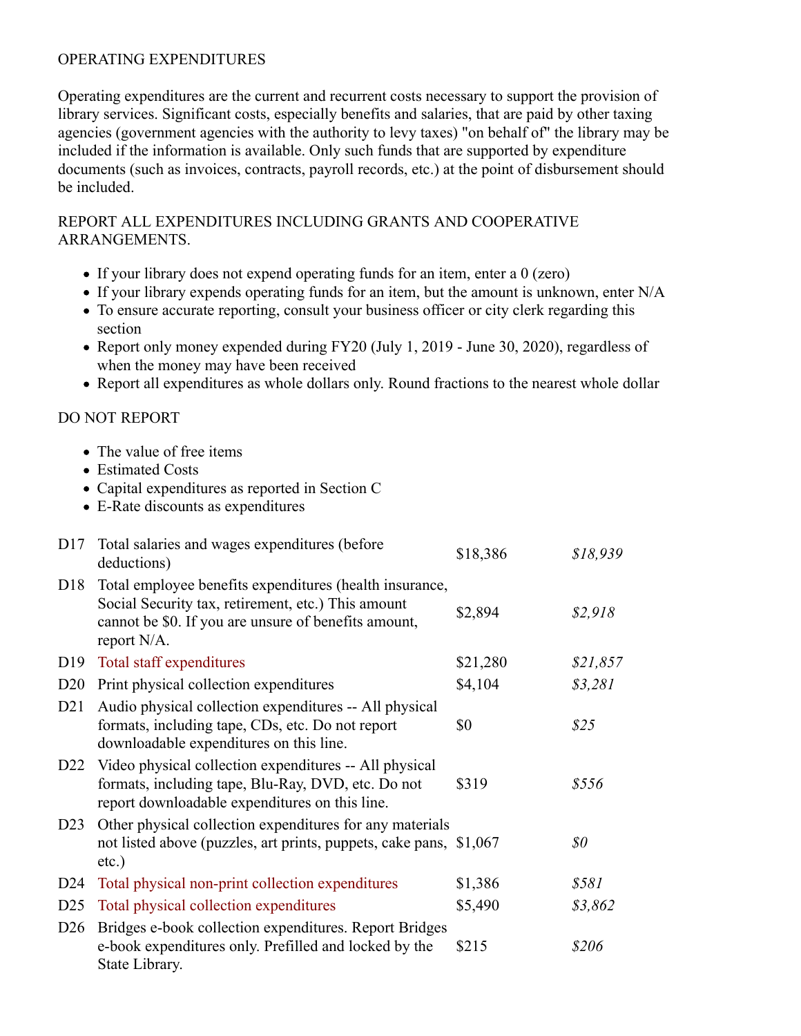OPERATING EXPENDITURES

Operating expenditures are the current and recurrent costs necessary to support the provision of library services. Significant costs, especially benefits and salaries, that are paid by other taxing agencies (government agencies with the authority to levy taxes) "on behalf of" the library may be included if the information is available. Only such funds that are supported by expenditure documents (such as invoices, contracts, payroll records, etc.) at the point of disbursement should be included.

REPORT ALL EXPENDITURES INCLUDING GRANTS AND COOPERATIVE ARRANGEMENTS.

- If your library does not expend operating funds for an item, enter a 0 (zero)
- If your library expends operating funds for an item, but the amount is unknown, enter N/A
- To ensure accurate reporting, consult your business officer or city clerk regarding this section
- Report only money expended during FY20 (July 1, 2019 - June 30, 2020), regardless of when the money may have been received
- Report all expenditures as whole dollars only. Round fractions to the nearest whole dollar

DO NOT REPORT

- The value of free items
- Estimated Costs
- Capital expenditures as reported in Section C
- E-Rate discounts as expenditures

| | | | |
|---|---|---|---|
| D17 | Total salaries and wages expenditures (before deductions) | $18,386 | *$18,939* |
| D18 | Total employee benefits expenditures (health insurance, Social Security tax, retirement, etc.) This amount cannot be $0. If you are unsure of benefits amount, report N/A. | $2,894 | *$2,918* |
| D19 | Total staff expenditures | $21,280 | *$21,857* |
| D20 | Print physical collection expenditures | $4,104 | *$3,281* |
| D21 | Audio physical collection expenditures -- All physical formats, including tape, CDs, etc. Do not report downloadable expenditures on this line. | $0 | *$25* |
| D22 | Video physical collection expenditures -- All physical formats, including tape, Blu-Ray, DVD, etc. Do not report downloadable expenditures on this line. | $319 | *$556* |
| D23 | Other physical collection expenditures for any materials not listed above (puzzles, art prints, puppets, cake pans, etc.) | $1,067 | *$0* |
| D24 | Total physical non-print collection expenditures | $1,386 | *$581* |
| D25 | Total physical collection expenditures | $5,490 | *$3,862* |
| D26 | Bridges e-book collection expenditures. Report Bridges e-book expenditures only. Prefilled and locked by the State Library. | $215 | *$206* |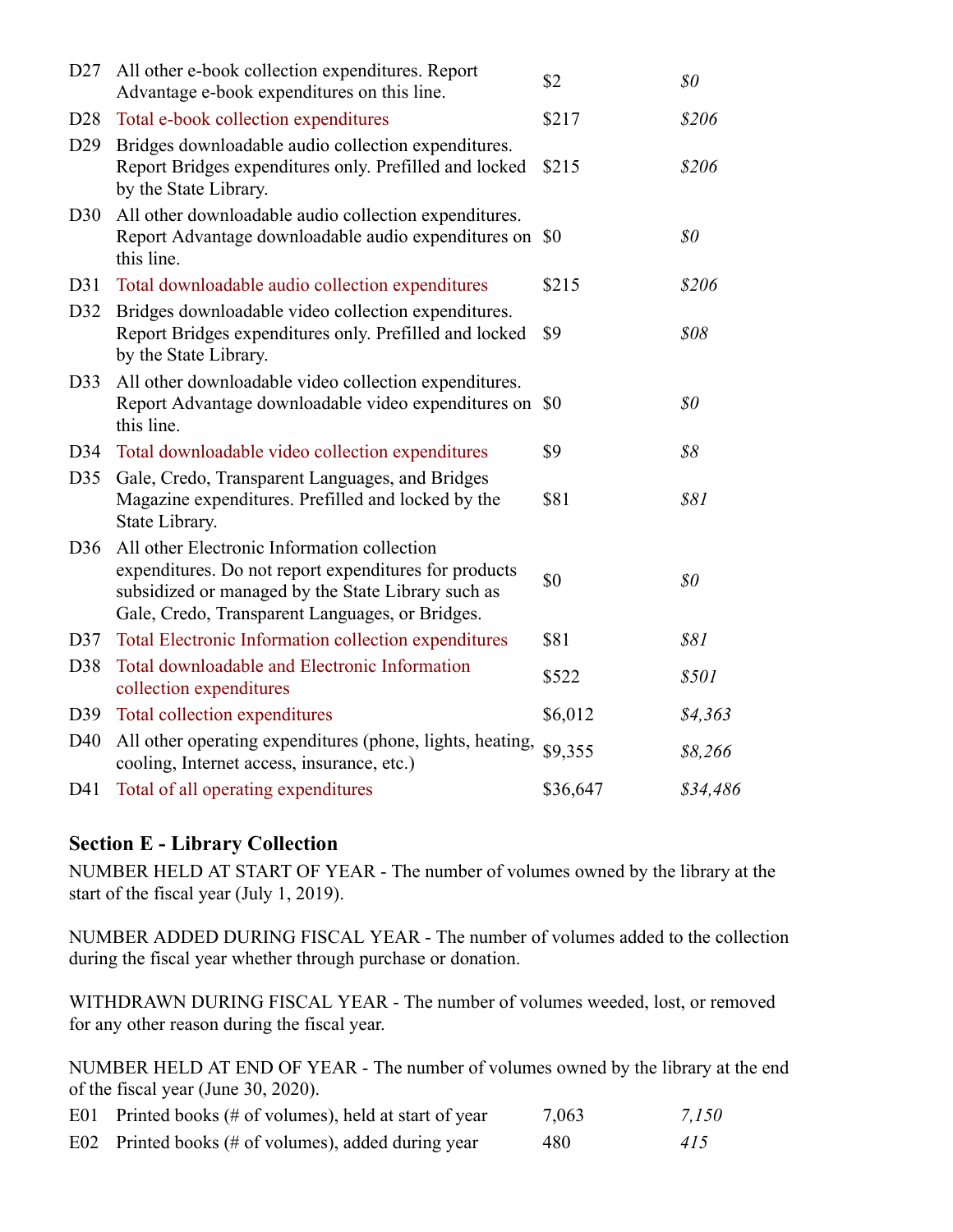| | | | |
|---|---|---|---|
| D27 | All other e-book collection expenditures. Report Advantage e-book expenditures on this line. | $2 | *$0* |
| D28 | Total e-book collection expenditures | $217 | *$206* |
| D29 | Bridges downloadable audio collection expenditures. Report Bridges expenditures only. Prefilled and locked by the State Library. | $215 | *$206* |
| D30 | All other downloadable audio collection expenditures. Report Advantage downloadable audio expenditures on this line. | $0 | *$0* |
| D31 | Total downloadable audio collection expenditures | $215 | *$206* |
| D32 | Bridges downloadable video collection expenditures. Report Bridges expenditures only. Prefilled and locked by the State Library. | $9 | *$08* |
| D33 | All other downloadable video collection expenditures. Report Advantage downloadable video expenditures on this line. | $0 | *$0* |
| D34 | Total downloadable video collection expenditures | $9 | *$8* |
| D35 | Gale, Credo, Transparent Languages, and Bridges Magazine expenditures. Prefilled and locked by the State Library. | $81 | *$81* |
| D36 | All other Electronic Information collection expenditures. Do not report expenditures for products subsidized or managed by the State Library such as Gale, Credo, Transparent Languages, or Bridges. | $0 | *$0* |
| D37 | Total Electronic Information collection expenditures | $81 | *$81* |
| D38 | Total downloadable and Electronic Information collection expenditures | $522 | *$501* |
| D39 | Total collection expenditures | $6,012 | *$4,363* |
| D40 | All other operating expenditures (phone, lights, heating, cooling, Internet access, insurance, etc.) | $9,355 | *$8,266* |
| D41 | Total of all operating expenditures | $36,647 | *$34,486* |

## Section E - Library Collection

NUMBER HELD AT START OF YEAR - The number of volumes owned by the library at the start of the fiscal year (July 1, 2019).

NUMBER ADDED DURING FISCAL YEAR - The number of volumes added to the collection during the fiscal year whether through purchase or donation.

WITHDRAWN DURING FISCAL YEAR - The number of volumes weeded, lost, or removed for any other reason during the fiscal year.

NUMBER HELD AT END OF YEAR - The number of volumes owned by the library at the end of the fiscal year (June 30, 2020).

| | | | |
|---|---|---|---|
| E01 | Printed books (# of volumes), held at start of year | 7,063 | *7,150* |
| E02 | Printed books (# of volumes), added during year | 480 | *415* |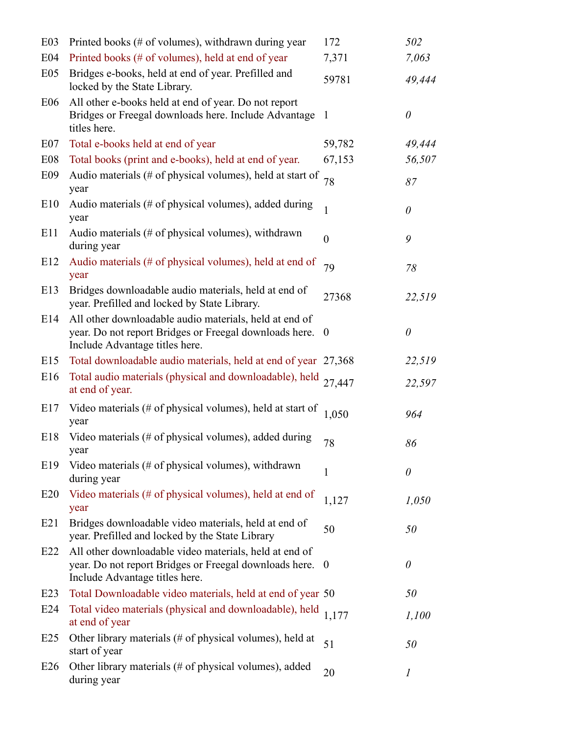| | | | |
|---|---|---|---|
| E03 | Printed books (# of volumes), withdrawn during year | 172 | *502* |
| E04 | Printed books (# of volumes), held at end of year | 7,371 | *7,063* |
| E05 | Bridges e-books, held at end of year. Prefilled and locked by the State Library. | 59781 | *49,444* |
| E06 | All other e-books held at end of year. Do not report Bridges or Freegal downloads here. Include Advantage titles here. | 1 | *0* |
| E07 | Total e-books held at end of year | 59,782 | *49,444* |
| E08 | Total books (print and e-books), held at end of year. | 67,153 | *56,507* |
| E09 | Audio materials (# of physical volumes), held at start of year | 78 | *87* |
| E10 | Audio materials (# of physical volumes), added during year | 1 | *0* |
| E11 | Audio materials (# of physical volumes), withdrawn during year | 0 | *9* |
| E12 | Audio materials (# of physical volumes), held at end of year | 79 | *78* |
| E13 | Bridges downloadable audio materials, held at end of year. Prefilled and locked by State Library. | 27368 | *22,519* |
| E14 | All other downloadable audio materials, held at end of year. Do not report Bridges or Freegal downloads here. Include Advantage titles here. | 0 | *0* |
| E15 | Total downloadable audio materials, held at end of year | 27,368 | *22,519* |
| E16 | Total audio materials (physical and downloadable), held at end of year. | 27,447 | *22,597* |
| E17 | Video materials (# of physical volumes), held at start of year | 1,050 | *964* |
| E18 | Video materials (# of physical volumes), added during year | 78 | *86* |
| E19 | Video materials (# of physical volumes), withdrawn during year | 1 | *0* |
| E20 | Video materials (# of physical volumes), held at end of year | 1,127 | *1,050* |
| E21 | Bridges downloadable video materials, held at end of year. Prefilled and locked by the State Library | 50 | *50* |
| E22 | All other downloadable video materials, held at end of year. Do not report Bridges or Freegal downloads here. Include Advantage titles here. | 0 | *0* |
| E23 | Total Downloadable video materials, held at end of year | 50 | *50* |
| E24 | Total video materials (physical and downloadable), held at end of year | 1,177 | *1,100* |
| E25 | Other library materials (# of physical volumes), held at start of year | 51 | *50* |
| E26 | Other library materials (# of physical volumes), added during year | 20 | *1* |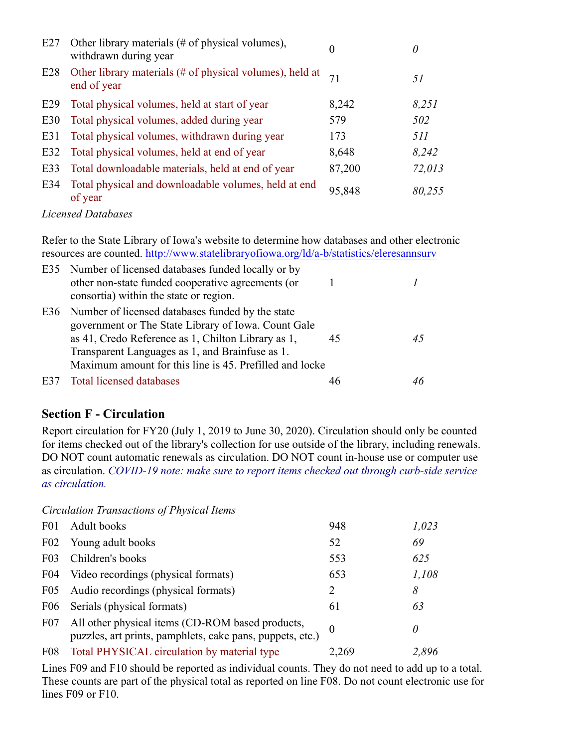| | | | |
|---|---|---|---|
| E27 | Other library materials (# of physical volumes), withdrawn during year | 0 | *0* |
| E28 | Other library materials (# of physical volumes), held at end of year | 71 | *51* |
| E29 | Total physical volumes, held at start of year | 8,242 | *8,251* |
| E30 | Total physical volumes, added during year | 579 | *502* |
| E31 | Total physical volumes, withdrawn during year | 173 | *511* |
| E32 | Total physical volumes, held at end of year | 8,648 | *8,242* |
| E33 | Total downloadable materials, held at end of year | 87,200 | *72,013* |
| E34 | Total physical and downloadable volumes, held at end of year | 95,848 | *80,255* |

*Licensed Databases*

Refer to the State Library of Iowa's website to determine how databases and other electronic resources are counted. http://www.statelibraryofiowa.org/ld/a-b/statistics/eleresannsurv

| | | | |
|---|---|---|---|
| E35 | Number of licensed databases funded locally or by other non-state funded cooperative agreements (or consortia) within the state or region. | 1 | *1* |
| E36 | Number of licensed databases funded by the state government or The State Library of Iowa. Count Gale as 41, Credo Reference as 1, Chilton Library as 1, Transparent Languages as 1, and Brainfuse as 1. Maximum amount for this line is 45. Prefilled and locke | 45 | *45* |
| E37 | Total licensed databases | 46 | *46* |

## Section F - Circulation

Report circulation for FY20 (July 1, 2019 to June 30, 2020). Circulation should only be counted for items checked out of the library's collection for use outside of the library, including renewals. DO NOT count automatic renewals as circulation. DO NOT count in-house use or computer use as circulation. *COVID-19 note: make sure to report items checked out through curb-side service as circulation.*

*Circulation Transactions of Physical Items*

| | | | |
|---|---|---|---|
| F01 | Adult books | 948 | *1,023* |
| F02 | Young adult books | 52 | *69* |
| F03 | Children's books | 553 | *625* |
| F04 | Video recordings (physical formats) | 653 | *1,108* |
| F05 | Audio recordings (physical formats) | 2 | *8* |
| F06 | Serials (physical formats) | 61 | *63* |
| F07 | All other physical items (CD-ROM based products, puzzles, art prints, pamphlets, cake pans, puppets, etc.) | 0 | *0* |
| F08 | Total PHYSICAL circulation by material type | 2,269 | *2,896* |

Lines F09 and F10 should be reported as individual counts. They do not need to add up to a total. These counts are part of the physical total as reported on line F08. Do not count electronic use for lines F09 or F10.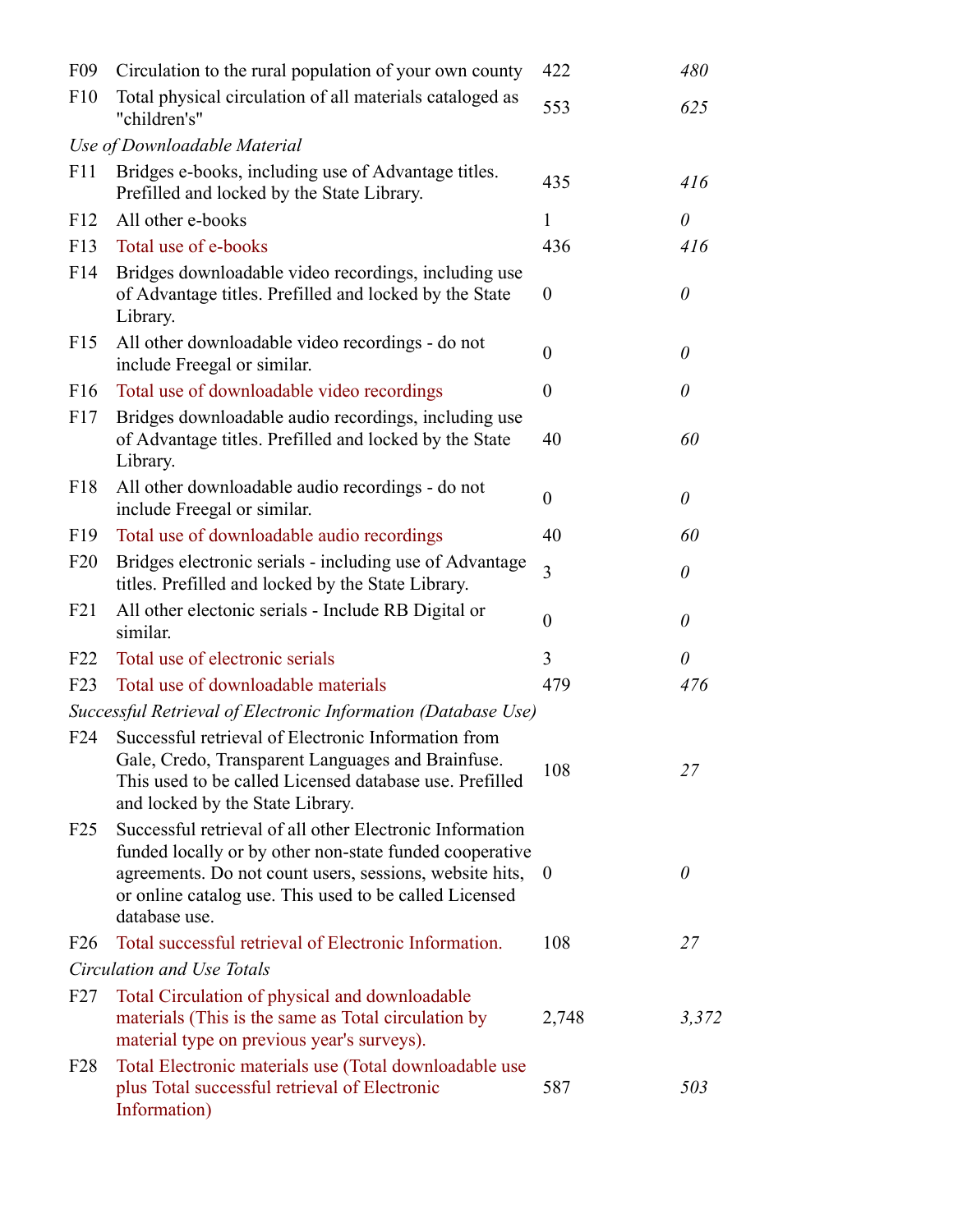| | | | |
|---|---|---|---|
| F09 | Circulation to the rural population of your own county | 422 | *480* |
| F10 | Total physical circulation of all materials cataloged as "children's" | 553 | *625* |
| *Use of Downloadable Material* | | | |
| F11 | Bridges e-books, including use of Advantage titles. Prefilled and locked by the State Library. | 435 | *416* |
| F12 | All other e-books | 1 | *0* |
| F13 | Total use of e-books | 436 | *416* |
| F14 | Bridges downloadable video recordings, including use of Advantage titles. Prefilled and locked by the State Library. | 0 | *0* |
| F15 | All other downloadable video recordings - do not include Freegal or similar. | 0 | *0* |
| F16 | Total use of downloadable video recordings | 0 | *0* |
| F17 | Bridges downloadable audio recordings, including use of Advantage titles. Prefilled and locked by the State Library. | 40 | *60* |
| F18 | All other downloadable audio recordings - do not include Freegal or similar. | 0 | *0* |
| F19 | Total use of downloadable audio recordings | 40 | *60* |
| F20 | Bridges electronic serials - including use of Advantage titles. Prefilled and locked by the State Library. | 3 | *0* |
| F21 | All other electonic serials - Include RB Digital or similar. | 0 | *0* |
| F22 | Total use of electronic serials | 3 | *0* |
| F23 | Total use of downloadable materials | 479 | *476* |
| *Successful Retrieval of Electronic Information (Database Use)* | | | |
| F24 | Successful retrieval of Electronic Information from Gale, Credo, Transparent Languages and Brainfuse. This used to be called Licensed database use. Prefilled and locked by the State Library. | 108 | *27* |
| F25 | Successful retrieval of all other Electronic Information funded locally or by other non-state funded cooperative agreements. Do not count users, sessions, website hits, or online catalog use. This used to be called Licensed database use. | 0 | *0* |
| F26 | Total successful retrieval of Electronic Information. | 108 | *27* |
| *Circulation and Use Totals* | | | |
| F27 | Total Circulation of physical and downloadable materials (This is the same as Total circulation by material type on previous year's surveys). | 2,748 | *3,372* |
| F28 | Total Electronic materials use (Total downloadable use plus Total successful retrieval of Electronic Information) | 587 | *503* |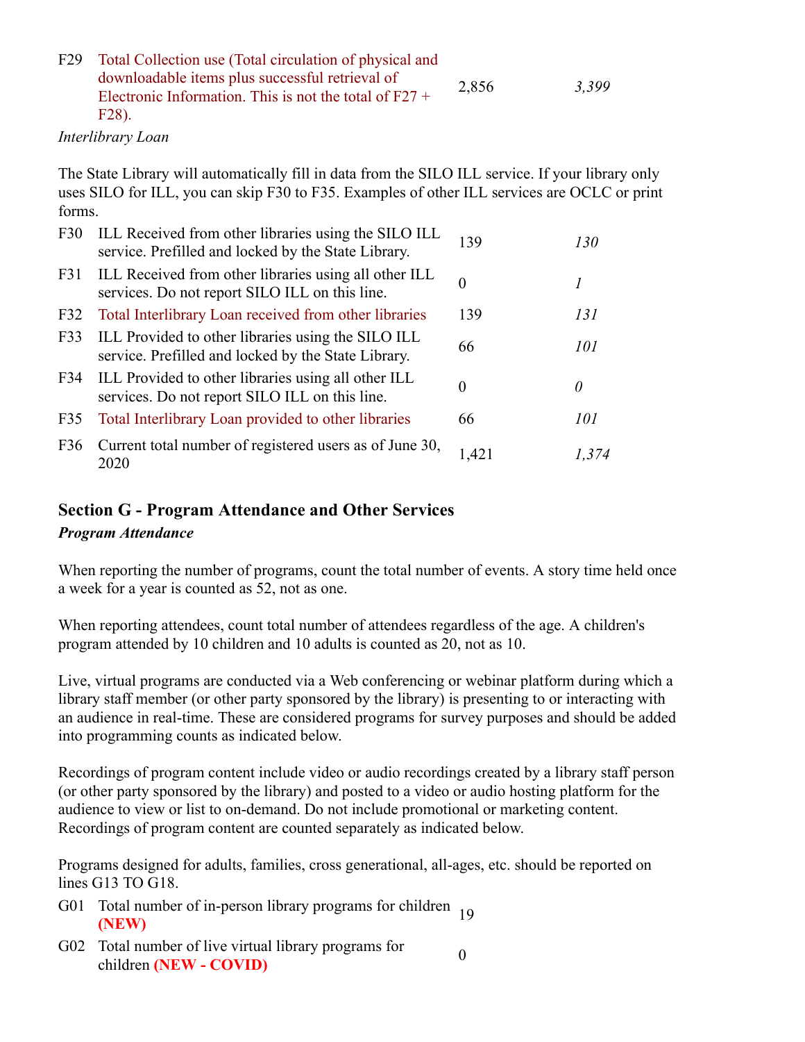| | | | |
|---|---|---|---|
| F29 | Total Collection use (Total circulation of physical and downloadable items plus successful retrieval of Electronic Information. This is not the total of F27 + F28). | 2,856 | *3,399* |

*Interlibrary Loan*

The State Library will automatically fill in data from the SILO ILL service. If your library only uses SILO for ILL, you can skip F30 to F35. Examples of other ILL services are OCLC or print forms.

| | | | |
|---|---|---|---|
| F30 | ILL Received from other libraries using the SILO ILL service. Prefilled and locked by the State Library. | 139 | *130* |
| F31 | ILL Received from other libraries using all other ILL services. Do not report SILO ILL on this line. | 0 | *1* |
| F32 | Total Interlibrary Loan received from other libraries | 139 | *131* |
| F33 | ILL Provided to other libraries using the SILO ILL service. Prefilled and locked by the State Library. | 66 | *101* |
| F34 | ILL Provided to other libraries using all other ILL services. Do not report SILO ILL on this line. | 0 | *0* |
| F35 | Total Interlibrary Loan provided to other libraries | 66 | *101* |
| F36 | Current total number of registered users as of June 30, 2020 | 1,421 | *1,374* |

## Section G - Program Attendance and Other Services

***Program Attendance***

When reporting the number of programs, count the total number of events. A story time held once a week for a year is counted as 52, not as one.

When reporting attendees, count total number of attendees regardless of the age. A children's program attended by 10 children and 10 adults is counted as 20, not as 10.

Live, virtual programs are conducted via a Web conferencing or webinar platform during which a library staff member (or other party sponsored by the library) is presenting to or interacting with an audience in real-time. These are considered programs for survey purposes and should be added into programming counts as indicated below.

Recordings of program content include video or audio recordings created by a library staff person (or other party sponsored by the library) and posted to a video or audio hosting platform for the audience to view or list to on-demand. Do not include promotional or marketing content. Recordings of program content are counted separately as indicated below.

Programs designed for adults, families, cross generational, all-ages, etc. should be reported on lines G13 TO G18.

| | | |
|---|---|---|
| G01 | Total number of in-person library programs for children **(NEW)** | 19 |
| G02 | Total number of live virtual library programs for children **(NEW - COVID)** | 0 |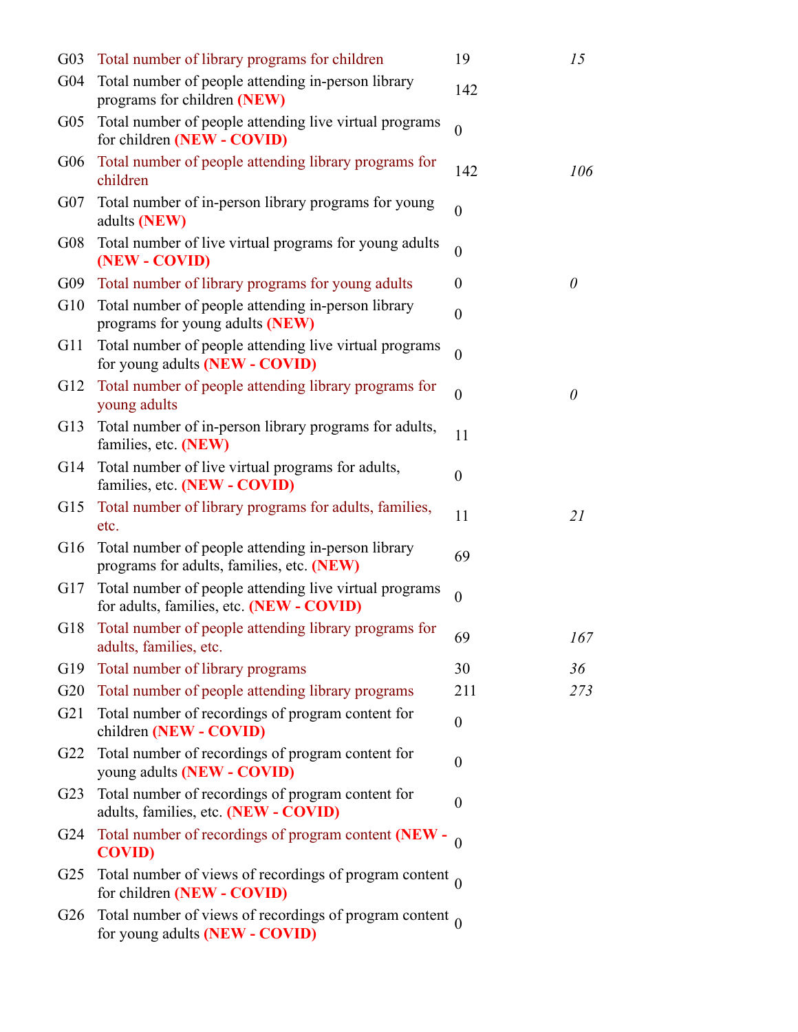| | | | |
|---|---|---|---|
| G03 | Total number of library programs for children | 19 | *15* |
| G04 | Total number of people attending in-person library programs for children **(NEW)** | 142 | |
| G05 | Total number of people attending live virtual programs for children **(NEW - COVID)** | 0 | |
| G06 | Total number of people attending library programs for children | 142 | *106* |
| G07 | Total number of in-person library programs for young adults **(NEW)** | 0 | |
| G08 | Total number of live virtual programs for young adults **(NEW - COVID)** | 0 | |
| G09 | Total number of library programs for young adults | 0 | *0* |
| G10 | Total number of people attending in-person library programs for young adults **(NEW)** | 0 | |
| G11 | Total number of people attending live virtual programs for young adults **(NEW - COVID)** | 0 | |
| G12 | Total number of people attending library programs for young adults | 0 | *0* |
| G13 | Total number of in-person library programs for adults, families, etc. **(NEW)** | 11 | |
| G14 | Total number of live virtual programs for adults, families, etc. **(NEW - COVID)** | 0 | |
| G15 | Total number of library programs for adults, families, etc. | 11 | *21* |
| G16 | Total number of people attending in-person library programs for adults, families, etc. **(NEW)** | 69 | |
| G17 | Total number of people attending live virtual programs for adults, families, etc. **(NEW - COVID)** | 0 | |
| G18 | Total number of people attending library programs for adults, families, etc. | 69 | *167* |
| G19 | Total number of library programs | 30 | *36* |
| G20 | Total number of people attending library programs | 211 | *273* |
| G21 | Total number of recordings of program content for children **(NEW - COVID)** | 0 | |
| G22 | Total number of recordings of program content for young adults **(NEW - COVID)** | 0 | |
| G23 | Total number of recordings of program content for adults, families, etc. **(NEW - COVID)** | 0 | |
| G24 | Total number of recordings of program content **(NEW - COVID)** | 0 | |
| G25 | Total number of views of recordings of program content for children **(NEW - COVID)** | 0 | |
| G26 | Total number of views of recordings of program content for young adults **(NEW - COVID)** | 0 | |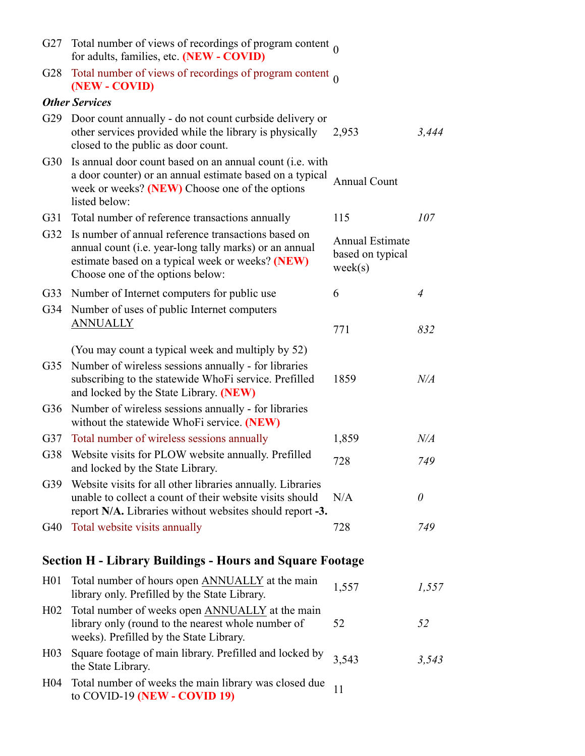| | | | |
|---|---|---|---|
| G27 | Total number of views of recordings of program content for adults, families, etc. **(NEW - COVID)** | 0 | |
| G28 | Total number of views of recordings of program content **(NEW - COVID)** | 0 | |

***Other Services***

| | | | |
|---|---|---|---|
| G29 | Door count annually - do not count curbside delivery or other services provided while the library is physically closed to the public as door count. | 2,953 | *3,444* |
| G30 | Is annual door count based on an annual count (i.e. with a door counter) or an annual estimate based on a typical week or weeks? **(NEW)** Choose one of the options listed below: | Annual Count | |
| G31 | Total number of reference transactions annually | 115 | *107* |
| G32 | Is number of annual reference transactions based on annual count (i.e. year-long tally marks) or an annual estimate based on a typical week or weeks? **(NEW)** Choose one of the options below: | Annual Estimate based on typical week(s) | |
| G33 | Number of Internet computers for public use | 6 | *4* |
| G34 | Number of uses of public Internet computers ANNUALLY<br><br>(You may count a typical week and multiply by 52) | 771 | *832* |
| G35 | Number of wireless sessions annually - for libraries subscribing to the statewide WhoFi service. Prefilled and locked by the State Library. **(NEW)** | 1859 | *N/A* |
| G36 | Number of wireless sessions annually - for libraries without the statewide WhoFi service. **(NEW)** | | |
| G37 | Total number of wireless sessions annually | 1,859 | *N/A* |
| G38 | Website visits for PLOW website annually. Prefilled and locked by the State Library. | 728 | *749* |
| G39 | Website visits for all other libraries annually. Libraries unable to collect a count of their website visits should report **N/A.** Libraries without websites should report **-3.** | N/A | *0* |
| G40 | Total website visits annually | 728 | *749* |

## Section H - Library Buildings - Hours and Square Footage

| | | | |
|---|---|---|---|
| H01 | Total number of hours open ANNUALLY at the main library only. Prefilled by the State Library. | 1,557 | *1,557* |
| H02 | Total number of weeks open ANNUALLY at the main library only (round to the nearest whole number of weeks). Prefilled by the State Library. | 52 | *52* |
| H03 | Square footage of main library. Prefilled and locked by the State Library. | 3,543 | *3,543* |
| H04 | Total number of weeks the main library was closed due to COVID-19 **(NEW - COVID 19)** | 11 | |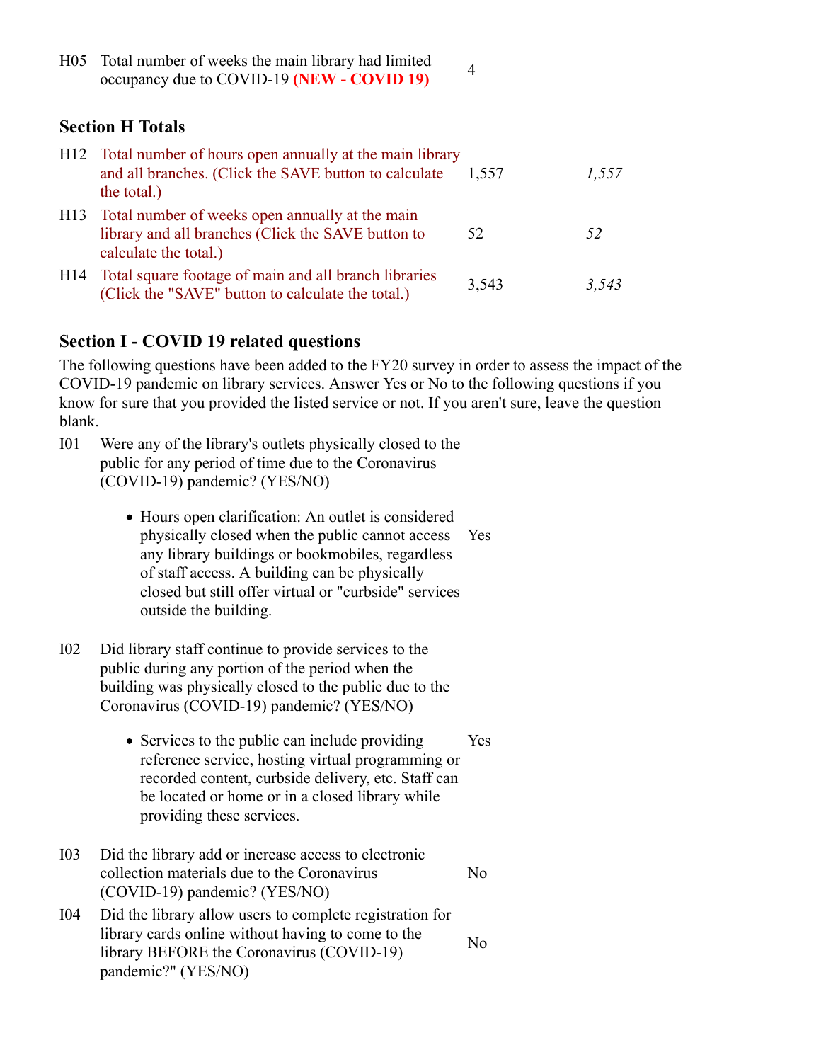| | | |
|---|---|---|
| H05 | Total number of weeks the main library had limited occupancy due to COVID-19 **(NEW - COVID 19)** | 4 |

### Section H Totals

| | | | |
|---|---|---|---|
| H12 | Total number of hours open annually at the main library and all branches. (Click the SAVE button to calculate the total.) | 1,557 | *1,557* |
| H13 | Total number of weeks open annually at the main library and all branches (Click the SAVE button to calculate the total.) | 52 | *52* |
| H14 | Total square footage of main and all branch libraries (Click the "SAVE" button to calculate the total.) | 3,543 | *3,543* |

### Section I - COVID 19 related questions

The following questions have been added to the FY20 survey in order to assess the impact of the COVID-19 pandemic on library services. Answer Yes or No to the following questions if you know for sure that you provided the listed service or not. If you aren't sure, leave the question blank.

| | | |
|---|---|---|
| I01 | Were any of the library's outlets physically closed to the public for any period of time due to the Coronavirus (COVID-19) pandemic? (YES/NO)<br>• Hours open clarification: An outlet is considered physically closed when the public cannot access any library buildings or bookmobiles, regardless of staff access. A building can be physically closed but still offer virtual or "curbside" services outside the building. | Yes |
| I02 | Did library staff continue to provide services to the public during any portion of the period when the building was physically closed to the public due to the Coronavirus (COVID-19) pandemic? (YES/NO)<br>• Services to the public can include providing reference service, hosting virtual programming or recorded content, curbside delivery, etc. Staff can be located or home or in a closed library while providing these services. | Yes |
| I03 | Did the library add or increase access to electronic collection materials due to the Coronavirus (COVID-19) pandemic? (YES/NO) | No |
| I04 | Did the library allow users to complete registration for library cards online without having to come to the library BEFORE the Coronavirus (COVID-19) pandemic?" (YES/NO) | No |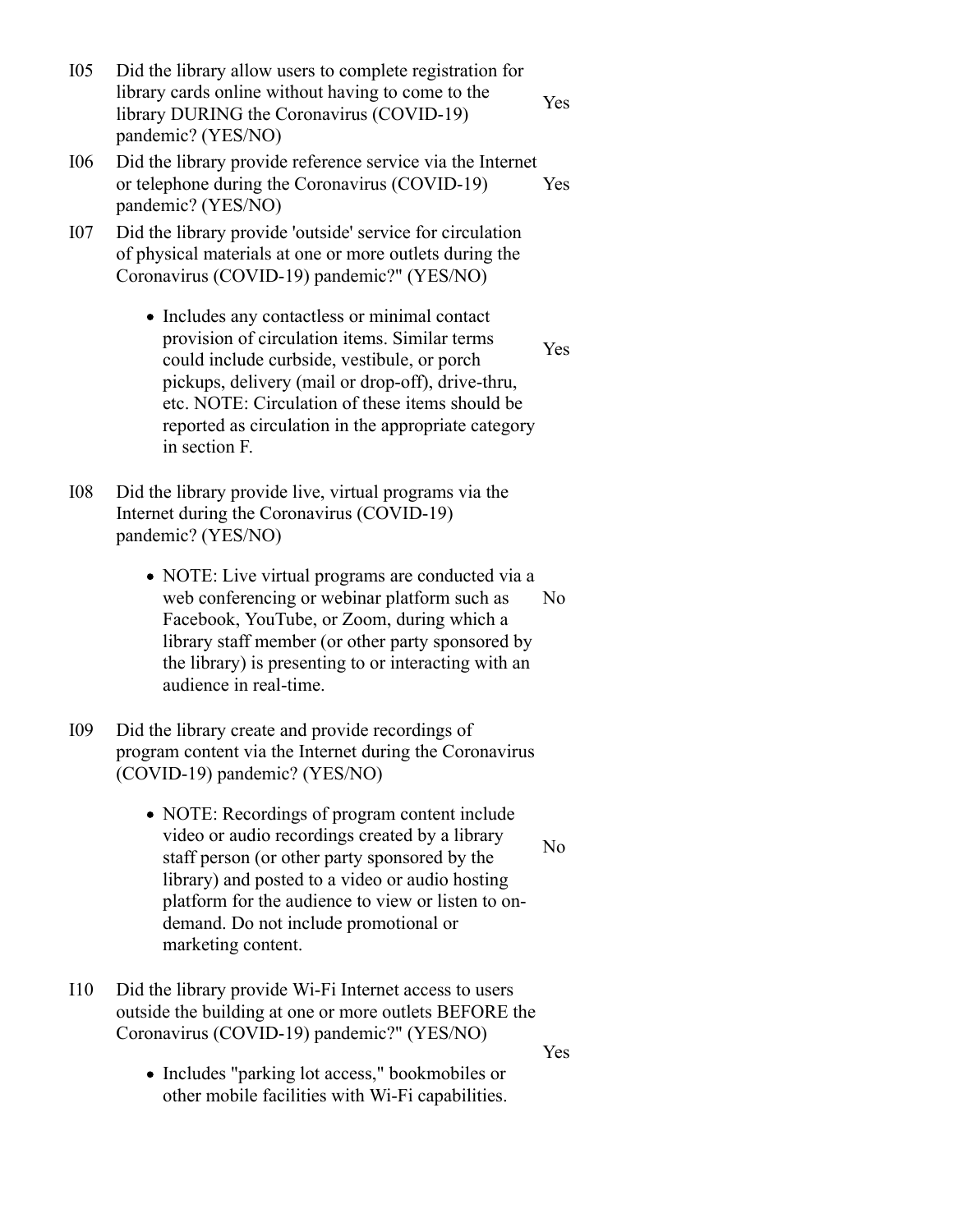| | | |
|---|---|---|
| I05 | Did the library allow users to complete registration for library cards online without having to come to the library DURING the Coronavirus (COVID-19) pandemic? (YES/NO) | Yes |
| I06 | Did the library provide reference service via the Internet or telephone during the Coronavirus (COVID-19) pandemic? (YES/NO) | Yes |
| I07 | Did the library provide 'outside' service for circulation of physical materials at one or more outlets during the Coronavirus (COVID-19) pandemic?" (YES/NO)<br><br>• Includes any contactless or minimal contact provision of circulation items. Similar terms could include curbside, vestibule, or porch pickups, delivery (mail or drop-off), drive-thru, etc. NOTE: Circulation of these items should be reported as circulation in the appropriate category in section F. | Yes |
| I08 | Did the library provide live, virtual programs via the Internet during the Coronavirus (COVID-19) pandemic? (YES/NO)<br><br>• NOTE: Live virtual programs are conducted via a web conferencing or webinar platform such as Facebook, YouTube, or Zoom, during which a library staff member (or other party sponsored by the library) is presenting to or interacting with an audience in real-time. | No |
| I09 | Did the library create and provide recordings of program content via the Internet during the Coronavirus (COVID-19) pandemic? (YES/NO)<br><br>• NOTE: Recordings of program content include video or audio recordings created by a library staff person (or other party sponsored by the library) and posted to a video or audio hosting platform for the audience to view or listen to on-demand. Do not include promotional or marketing content. | No |
| I10 | Did the library provide Wi-Fi Internet access to users outside the building at one or more outlets BEFORE the Coronavirus (COVID-19) pandemic?" (YES/NO)<br><br>• Includes "parking lot access," bookmobiles or other mobile facilities with Wi-Fi capabilities. | Yes |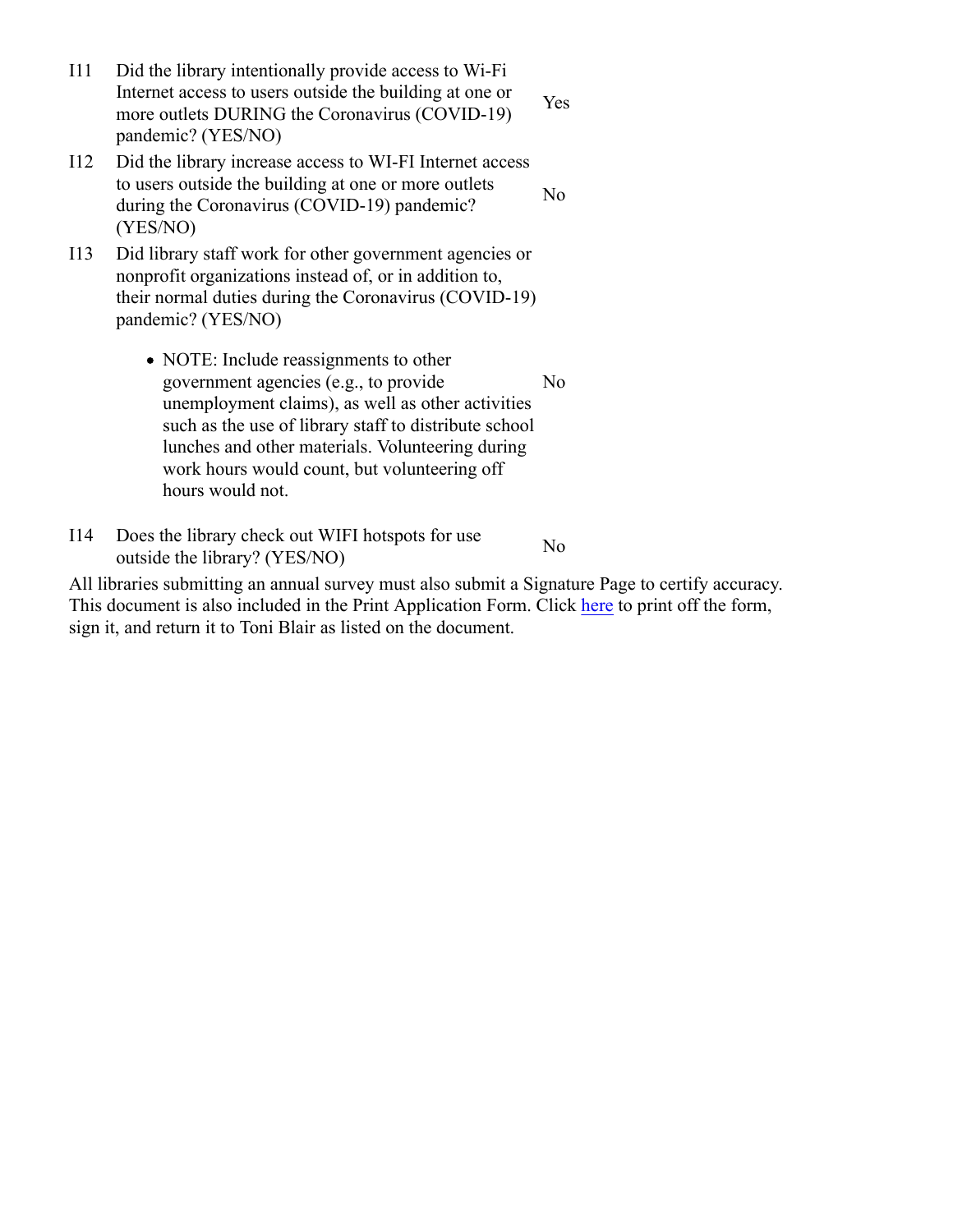| | | |
|---|---|---|
| I11 | Did the library intentionally provide access to Wi-Fi Internet access to users outside the building at one or more outlets DURING the Coronavirus (COVID-19) pandemic? (YES/NO) | Yes |
| I12 | Did the library increase access to WI-FI Internet access to users outside the building at one or more outlets during the Coronavirus (COVID-19) pandemic? (YES/NO) | No |
| I13 | Did library staff work for other government agencies or nonprofit organizations instead of, or in addition to, their normal duties during the Coronavirus (COVID-19) pandemic? (YES/NO)<br><br>• NOTE: Include reassignments to other government agencies (e.g., to provide unemployment claims), as well as other activities such as the use of library staff to distribute school lunches and other materials. Volunteering during work hours would count, but volunteering off hours would not. | No |
| I14 | Does the library check out WIFI hotspots for use outside the library? (YES/NO) | No |

All libraries submitting an annual survey must also submit a Signature Page to certify accuracy. This document is also included in the Print Application Form. Click here to print off the form, sign it, and return it to Toni Blair as listed on the document.